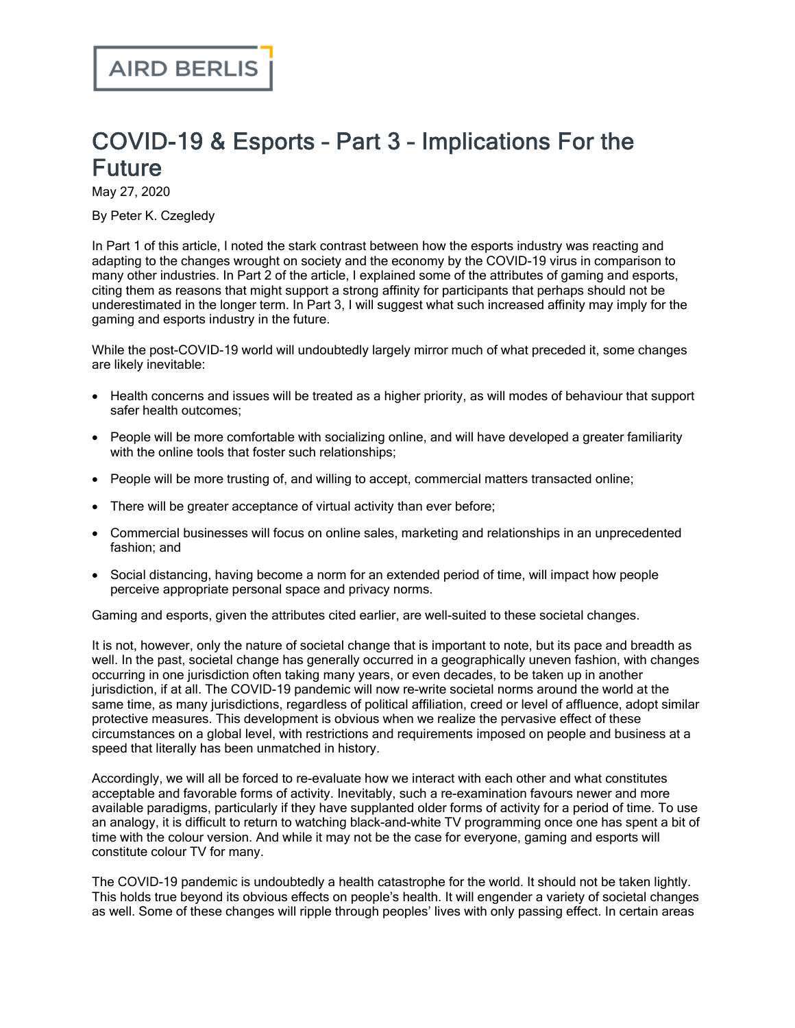AIRD BERLIS

# COVID-19 & Esports – Part 3 – Implications For the Future

May 27, 2020

By Peter K. Czegledy

In Part 1 of this article, I noted the stark contrast between how the esports industry was reacting and adapting to the changes wrought on society and the economy by the COVID-19 virus in comparison to many other industries. In Part 2 of the article, I explained some of the attributes of gaming and esports, citing them as reasons that might support a strong affinity for participants that perhaps should not be underestimated in the longer term. In Part 3, I will suggest what such increased affinity may imply for the gaming and esports industry in the future.

While the post-COVID-19 world will undoubtedly largely mirror much of what preceded it, some changes are likely inevitable:

- Health concerns and issues will be treated as a higher priority, as will modes of behaviour that support safer health outcomes;
- People will be more comfortable with socializing online, and will have developed a greater familiarity with the online tools that foster such relationships;
- People will be more trusting of, and willing to accept, commercial matters transacted online;
- There will be greater acceptance of virtual activity than ever before;
- Commercial businesses will focus on online sales, marketing and relationships in an unprecedented fashion; and
- Social distancing, having become a norm for an extended period of time, will impact how people perceive appropriate personal space and privacy norms.

Gaming and esports, given the attributes cited earlier, are well-suited to these societal changes.

It is not, however, only the nature of societal change that is important to note, but its pace and breadth as well. In the past, societal change has generally occurred in a geographically uneven fashion, with changes occurring in one jurisdiction often taking many years, or even decades, to be taken up in another jurisdiction, if at all. The COVID-19 pandemic will now re-write societal norms around the world at the same time, as many jurisdictions, regardless of political affiliation, creed or level of affluence, adopt similar protective measures. This development is obvious when we realize the pervasive effect of these circumstances on a global level, with restrictions and requirements imposed on people and business at a speed that literally has been unmatched in history.

Accordingly, we will all be forced to re-evaluate how we interact with each other and what constitutes acceptable and favorable forms of activity. Inevitably, such a re-examination favours newer and more available paradigms, particularly if they have supplanted older forms of activity for a period of time. To use an analogy, it is difficult to return to watching black-and-white TV programming once one has spent a bit of time with the colour version. And while it may not be the case for everyone, gaming and esports will constitute colour TV for many.

The COVID-19 pandemic is undoubtedly a health catastrophe for the world. It should not be taken lightly. This holds true beyond its obvious effects on people's health. It will engender a variety of societal changes as well. Some of these changes will ripple through peoples' lives with only passing effect. In certain areas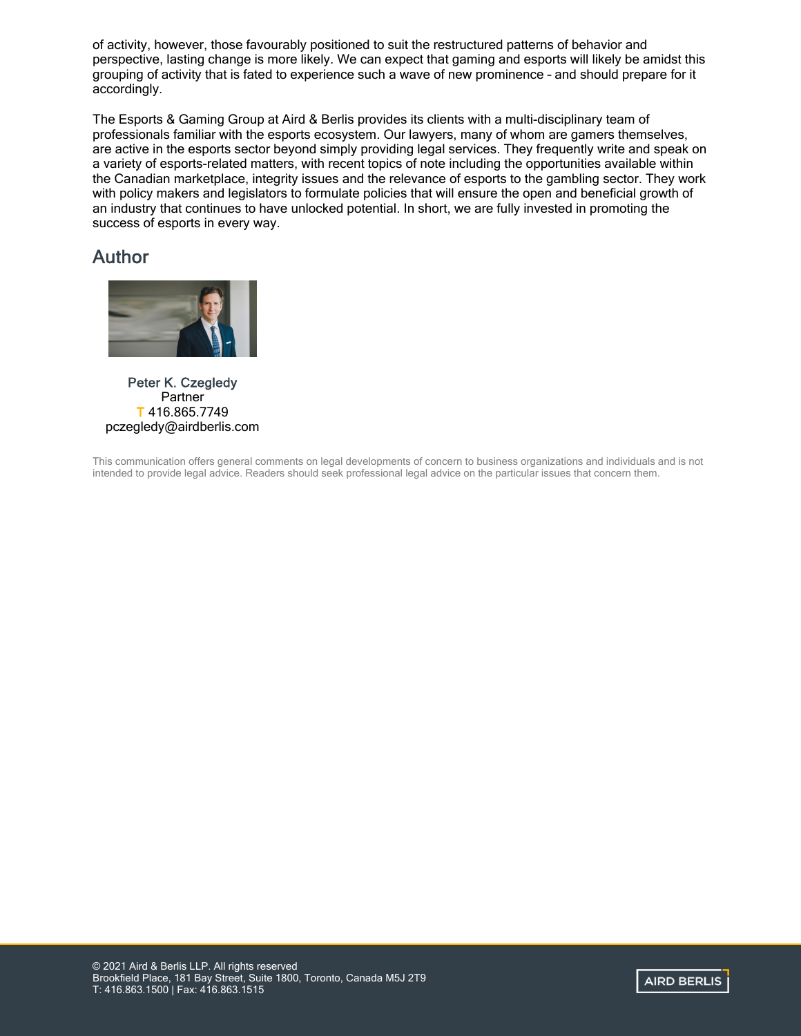of activity, however, those favourably positioned to suit the restructured patterns of behavior and perspective, lasting change is more likely. We can expect that gaming and esports will likely be amidst this grouping of activity that is fated to experience such a wave of new prominence – and should prepare for it accordingly.

The Esports & Gaming Group at Aird & Berlis provides its clients with a multi-disciplinary team of professionals familiar with the esports ecosystem. Our lawyers, many of whom are gamers themselves, are active in the esports sector beyond simply providing legal services. They frequently write and speak on a variety of esports-related matters, with recent topics of note including the opportunities available within the Canadian marketplace, integrity issues and the relevance of esports to the gambling sector. They work with policy makers and legislators to formulate policies that will ensure the open and beneficial growth of an industry that continues to have unlocked potential. In short, we are fully invested in promoting the success of esports in every way.

## Author

Peter K. Czegledy
Partner
T 416.865.7749
pczegledy@airdberlis.com

This communication offers general comments on legal developments of concern to business organizations and individuals and is not intended to provide legal advice. Readers should seek professional legal advice on the particular issues that concern them.

© 2021 Aird & Berlis LLP. All rights reserved
Brookfield Place, 181 Bay Street, Suite 1800, Toronto, Canada M5J 2T9
T: 416.863.1500 | Fax: 416.863.1515